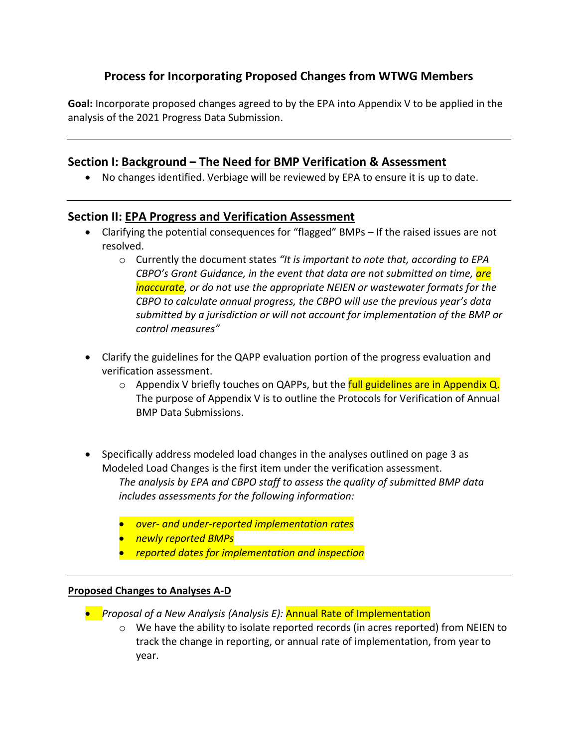# Process for Incorporating Proposed Changes from WTWG Members

**Goal:** Incorporate proposed changes agreed to by the EPA into Appendix V to be applied in the analysis of the 2021 Progress Data Submission.

---

## Section I: Background – The Need for BMP Verification & Assessment

- No changes identified. Verbiage will be reviewed by EPA to ensure it is up to date.

---

## Section II: EPA Progress and Verification Assessment

- Clarifying the potential consequences for "flagged" BMPs – If the raised issues are not resolved.
  - Currently the document states *"It is important to note that, according to EPA CBPO's Grant Guidance, in the event that data are not submitted on time, are inaccurate, or do not use the appropriate NEIEN or wastewater formats for the CBPO to calculate annual progress, the CBPO will use the previous year's data submitted by a jurisdiction or will not account for implementation of the BMP or control measures"*

- Clarify the guidelines for the QAPP evaluation portion of the progress evaluation and verification assessment.
  - Appendix V briefly touches on QAPPs, but the full guidelines are in Appendix Q. The purpose of Appendix V is to outline the Protocols for Verification of Annual BMP Data Submissions.

- Specifically address modeled load changes in the analyses outlined on page 3 as Modeled Load Changes is the first item under the verification assessment.

  *The analysis by EPA and CBPO staff to assess the quality of submitted BMP data includes assessments for the following information:*

  - *over- and under-reported implementation rates*
  - *newly reported BMPs*
  - *reported dates for implementation and inspection*

---

**Proposed Changes to Analyses A-D**

- *Proposal of a New Analysis (Analysis E):* Annual Rate of Implementation
  - We have the ability to isolate reported records (in acres reported) from NEIEN to track the change in reporting, or annual rate of implementation, from year to year.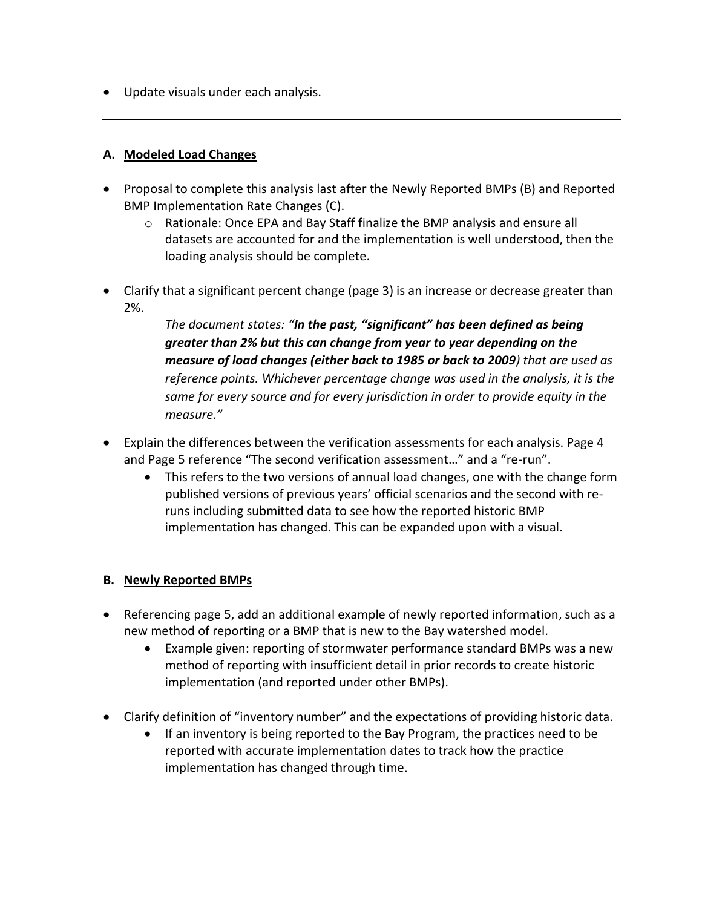- Update visuals under each analysis.

---

### A. <u>Modeled Load Changes</u>

- Proposal to complete this analysis last after the Newly Reported BMPs (B) and Reported BMP Implementation Rate Changes (C).
  - Rationale: Once EPA and Bay Staff finalize the BMP analysis and ensure all datasets are accounted for and the implementation is well understood, then the loading analysis should be complete.

- Clarify that a significant percent change (page 3) is an increase or decrease greater than 2%.

  *The document states: "**In the past, "significant" has been defined as being greater than 2% but this can change from year to year depending on the measure of load changes (either back to 1985 or back to 2009**) that are used as reference points. Whichever percentage change was used in the analysis, it is the same for every source and for every jurisdiction in order to provide equity in the measure."*

- Explain the differences between the verification assessments for each analysis. Page 4 and Page 5 reference "The second verification assessment…" and a "re-run".
  - This refers to the two versions of annual load changes, one with the change form published versions of previous years' official scenarios and the second with re-runs including submitted data to see how the reported historic BMP implementation has changed. This can be expanded upon with a visual.

---

### B. <u>Newly Reported BMPs</u>

- Referencing page 5, add an additional example of newly reported information, such as a new method of reporting or a BMP that is new to the Bay watershed model.
  - Example given: reporting of stormwater performance standard BMPs was a new method of reporting with insufficient detail in prior records to create historic implementation (and reported under other BMPs).

- Clarify definition of "inventory number" and the expectations of providing historic data.
  - If an inventory is being reported to the Bay Program, the practices need to be reported with accurate implementation dates to track how the practice implementation has changed through time.

---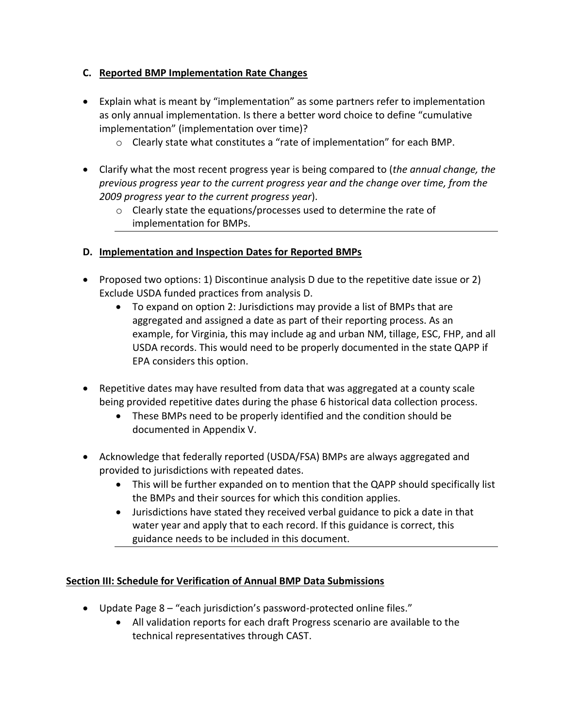### C. Reported BMP Implementation Rate Changes

- Explain what is meant by "implementation" as some partners refer to implementation as only annual implementation. Is there a better word choice to define "cumulative implementation" (implementation over time)?
    - Clearly state what constitutes a "rate of implementation" for each BMP.
- Clarify what the most recent progress year is being compared to (*the annual change, the previous progress year to the current progress year and the change over time, from the 2009 progress year to the current progress year*).
    - Clearly state the equations/processes used to determine the rate of implementation for BMPs.

---

### D. Implementation and Inspection Dates for Reported BMPs

- Proposed two options: 1) Discontinue analysis D due to the repetitive date issue or 2) Exclude USDA funded practices from analysis D.
    - To expand on option 2: Jurisdictions may provide a list of BMPs that are aggregated and assigned a date as part of their reporting process. As an example, for Virginia, this may include ag and urban NM, tillage, ESC, FHP, and all USDA records. This would need to be properly documented in the state QAPP if EPA considers this option.
- Repetitive dates may have resulted from data that was aggregated at a county scale being provided repetitive dates during the phase 6 historical data collection process.
    - These BMPs need to be properly identified and the condition should be documented in Appendix V.
- Acknowledge that federally reported (USDA/FSA) BMPs are always aggregated and provided to jurisdictions with repeated dates.
    - This will be further expanded on to mention that the QAPP should specifically list the BMPs and their sources for which this condition applies.
    - Jurisdictions have stated they received verbal guidance to pick a date in that water year and apply that to each record. If this guidance is correct, this guidance needs to be included in this document.

---

## Section III: Schedule for Verification of Annual BMP Data Submissions

- Update Page 8 – "each jurisdiction's password-protected online files."
    - All validation reports for each draft Progress scenario are available to the technical representatives through CAST.